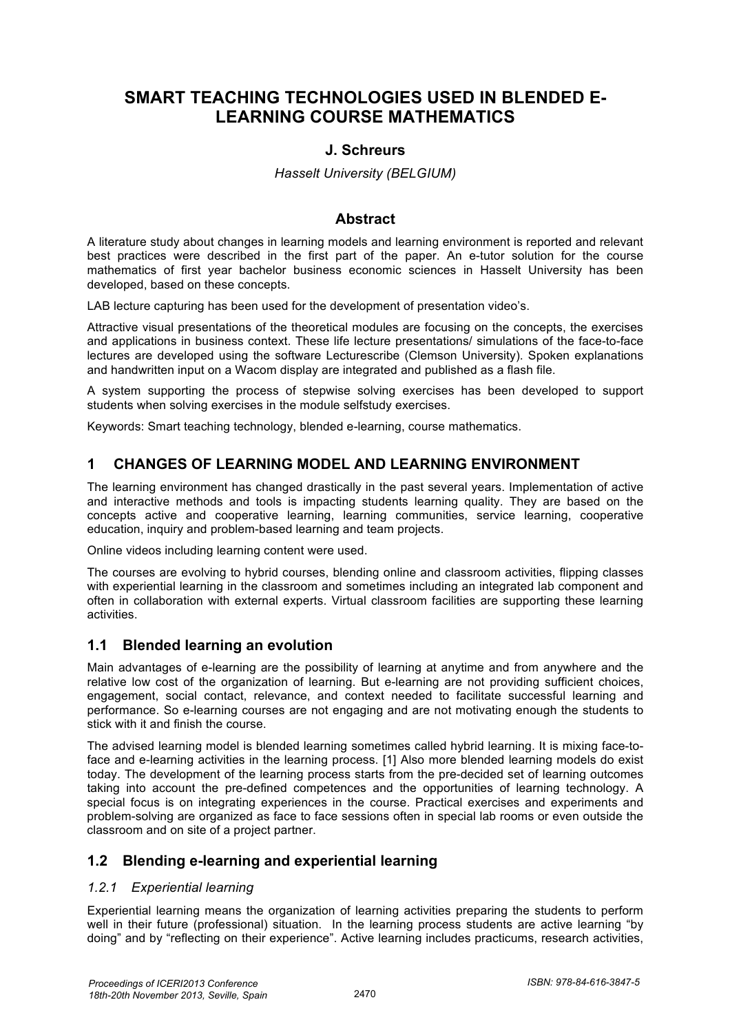# SMART TEACHING TECHNOLOGIES USED IN BLENDED E-LEARNING COURSE MATHEMATICS

**J. Schreurs**

*Hasselt University (BELGIUM)*

## Abstract

A literature study about changes in learning models and learning environment is reported and relevant best practices were described in the first part of the paper. An e-tutor solution for the course mathematics of first year bachelor business economic sciences in Hasselt University has been developed, based on these concepts.

LAB lecture capturing has been used for the development of presentation video's.

Attractive visual presentations of the theoretical modules are focusing on the concepts, the exercises and applications in business context. These life lecture presentations/ simulations of the face-to-face lectures are developed using the software Lecturescribe (Clemson University). Spoken explanations and handwritten input on a Wacom display are integrated and published as a flash file.

A system supporting the process of stepwise solving exercises has been developed to support students when solving exercises in the module selfstudy exercises.

Keywords: Smart teaching technology, blended e-learning, course mathematics.

## 1 CHANGES OF LEARNING MODEL AND LEARNING ENVIRONMENT

The learning environment has changed drastically in the past several years. Implementation of active and interactive methods and tools is impacting students learning quality. They are based on the concepts active and cooperative learning, learning communities, service learning, cooperative education, inquiry and problem-based learning and team projects.

Online videos including learning content were used.

The courses are evolving to hybrid courses, blending online and classroom activities, flipping classes with experiential learning in the classroom and sometimes including an integrated lab component and often in collaboration with external experts. Virtual classroom facilities are supporting these learning activities.

### 1.1 Blended learning an evolution

Main advantages of e-learning are the possibility of learning at anytime and from anywhere and the relative low cost of the organization of learning. But e-learning are not providing sufficient choices, engagement, social contact, relevance, and context needed to facilitate successful learning and performance. So e-learning courses are not engaging and are not motivating enough the students to stick with it and finish the course.

The advised learning model is blended learning sometimes called hybrid learning. It is mixing face-to-face and e-learning activities in the learning process. [1] Also more blended learning models do exist today. The development of the learning process starts from the pre-decided set of learning outcomes taking into account the pre-defined competences and the opportunities of learning technology. A special focus is on integrating experiences in the course. Practical exercises and experiments and problem-solving are organized as face to face sessions often in special lab rooms or even outside the classroom and on site of a project partner.

### 1.2 Blending e-learning and experiential learning

#### *1.2.1 Experiential learning*

Experiential learning means the organization of learning activities preparing the students to perform well in their future (professional) situation. In the learning process students are active learning "by doing" and by "reflecting on their experience". Active learning includes practicums, research activities,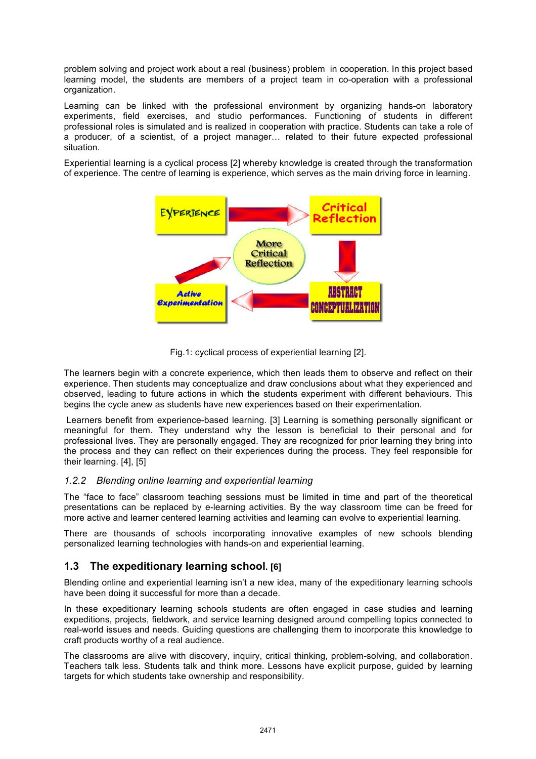problem solving and project work about a real (business) problem in cooperation. In this project based learning model, the students are members of a project team in co-operation with a professional organization.

Learning can be linked with the professional environment by organizing hands-on laboratory experiments, field exercises, and studio performances. Functioning of students in different professional roles is simulated and is realized in cooperation with practice. Students can take a role of a producer, of a scientist, of a project manager… related to their future expected professional situation.

Experiential learning is a cyclical process [2] whereby knowledge is created through the transformation of experience. The centre of learning is experience, which serves as the main driving force in learning.

Fig.1: cyclical process of experiential learning [2].

The learners begin with a concrete experience, which then leads them to observe and reflect on their experience. Then students may conceptualize and draw conclusions about what they experienced and observed, leading to future actions in which the students experiment with different behaviours. This begins the cycle anew as students have new experiences based on their experimentation.

Learners benefit from experience-based learning. [3] Learning is something personally significant or meaningful for them. They understand why the lesson is beneficial to their personal and for professional lives. They are personally engaged. They are recognized for prior learning they bring into the process and they can reflect on their experiences during the process. They feel responsible for their learning. [4], [5]

### *1.2.2 Blending online learning and experiential learning*

The "face to face" classroom teaching sessions must be limited in time and part of the theoretical presentations can be replaced by e-learning activities. By the way classroom time can be freed for more active and learner centered learning activities and learning can evolve to experiential learning.

There are thousands of schools incorporating innovative examples of new schools blending personalized learning technologies with hands-on and experiential learning.

## 1.3 The expeditionary learning school. [6]

Blending online and experiential learning isn't a new idea, many of the expeditionary learning schools have been doing it successful for more than a decade.

In these expeditionary learning schools students are often engaged in case studies and learning expeditions, projects, fieldwork, and service learning designed around compelling topics connected to real-world issues and needs. Guiding questions are challenging them to incorporate this knowledge to craft products worthy of a real audience.

The classrooms are alive with discovery, inquiry, critical thinking, problem-solving, and collaboration. Teachers talk less. Students talk and think more. Lessons have explicit purpose, guided by learning targets for which students take ownership and responsibility.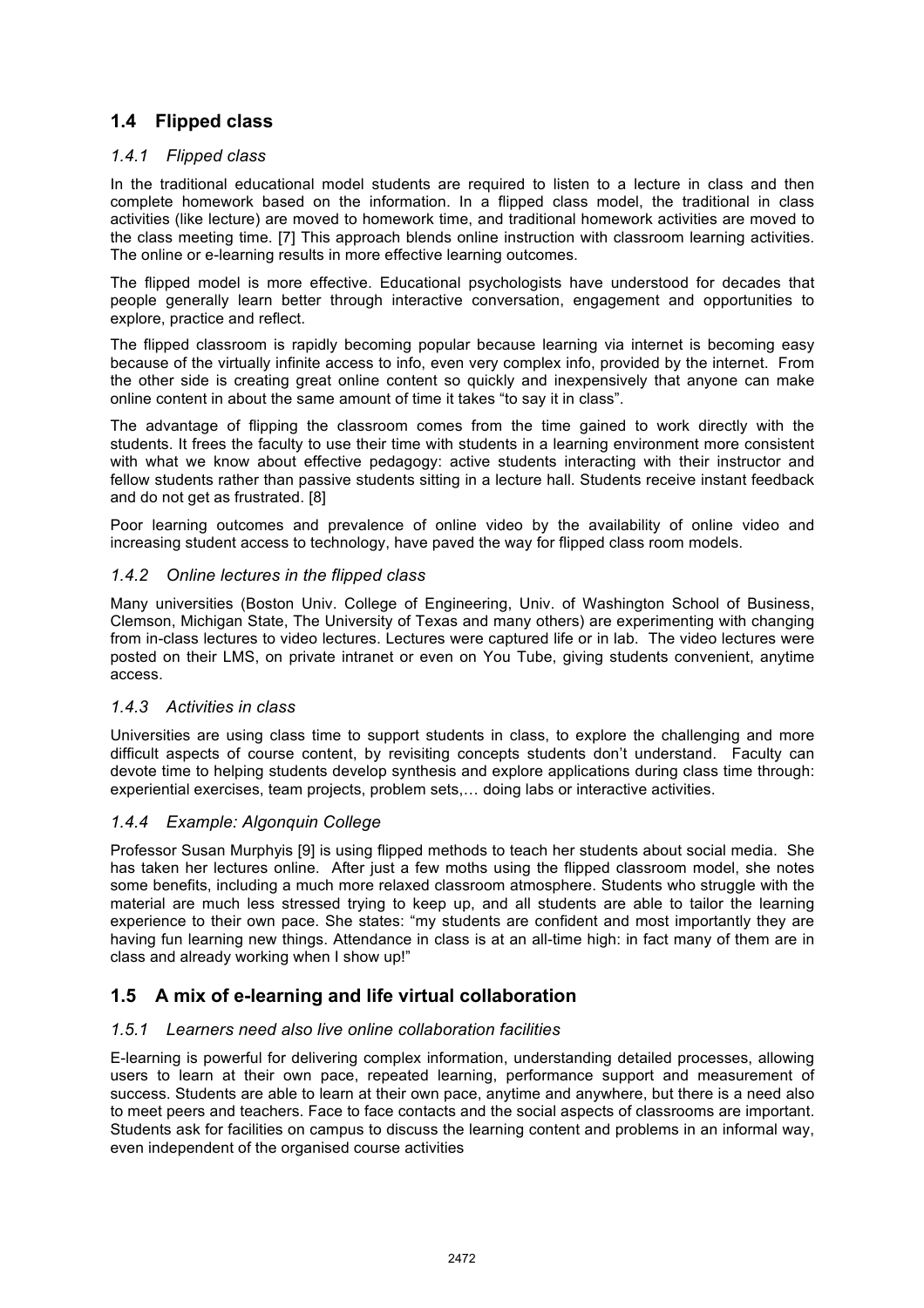## 1.4 Flipped class

### *1.4.1 Flipped class*

In the traditional educational model students are required to listen to a lecture in class and then complete homework based on the information. In a flipped class model, the traditional in class activities (like lecture) are moved to homework time, and traditional homework activities are moved to the class meeting time. [7] This approach blends online instruction with classroom learning activities. The online or e-learning results in more effective learning outcomes.

The flipped model is more effective. Educational psychologists have understood for decades that people generally learn better through interactive conversation, engagement and opportunities to explore, practice and reflect.

The flipped classroom is rapidly becoming popular because learning via internet is becoming easy because of the virtually infinite access to info, even very complex info, provided by the internet. From the other side is creating great online content so quickly and inexpensively that anyone can make online content in about the same amount of time it takes "to say it in class".

The advantage of flipping the classroom comes from the time gained to work directly with the students. It frees the faculty to use their time with students in a learning environment more consistent with what we know about effective pedagogy: active students interacting with their instructor and fellow students rather than passive students sitting in a lecture hall. Students receive instant feedback and do not get as frustrated. [8]

Poor learning outcomes and prevalence of online video by the availability of online video and increasing student access to technology, have paved the way for flipped class room models.

### *1.4.2 Online lectures in the flipped class*

Many universities (Boston Univ. College of Engineering, Univ. of Washington School of Business, Clemson, Michigan State, The University of Texas and many others) are experimenting with changing from in-class lectures to video lectures. Lectures were captured life or in lab. The video lectures were posted on their LMS, on private intranet or even on You Tube, giving students convenient, anytime access.

### *1.4.3 Activities in class*

Universities are using class time to support students in class, to explore the challenging and more difficult aspects of course content, by revisiting concepts students don't understand. Faculty can devote time to helping students develop synthesis and explore applications during class time through: experiential exercises, team projects, problem sets,… doing labs or interactive activities.

### *1.4.4 Example: Algonquin College*

Professor Susan Murphyis [9] is using flipped methods to teach her students about social media. She has taken her lectures online. After just a few moths using the flipped classroom model, she notes some benefits, including a much more relaxed classroom atmosphere. Students who struggle with the material are much less stressed trying to keep up, and all students are able to tailor the learning experience to their own pace. She states: "my students are confident and most importantly they are having fun learning new things. Attendance in class is at an all-time high: in fact many of them are in class and already working when I show up!"

## 1.5 A mix of e-learning and life virtual collaboration

### *1.5.1 Learners need also live online collaboration facilities*

E-learning is powerful for delivering complex information, understanding detailed processes, allowing users to learn at their own pace, repeated learning, performance support and measurement of success. Students are able to learn at their own pace, anytime and anywhere, but there is a need also to meet peers and teachers. Face to face contacts and the social aspects of classrooms are important. Students ask for facilities on campus to discuss the learning content and problems in an informal way, even independent of the organised course activities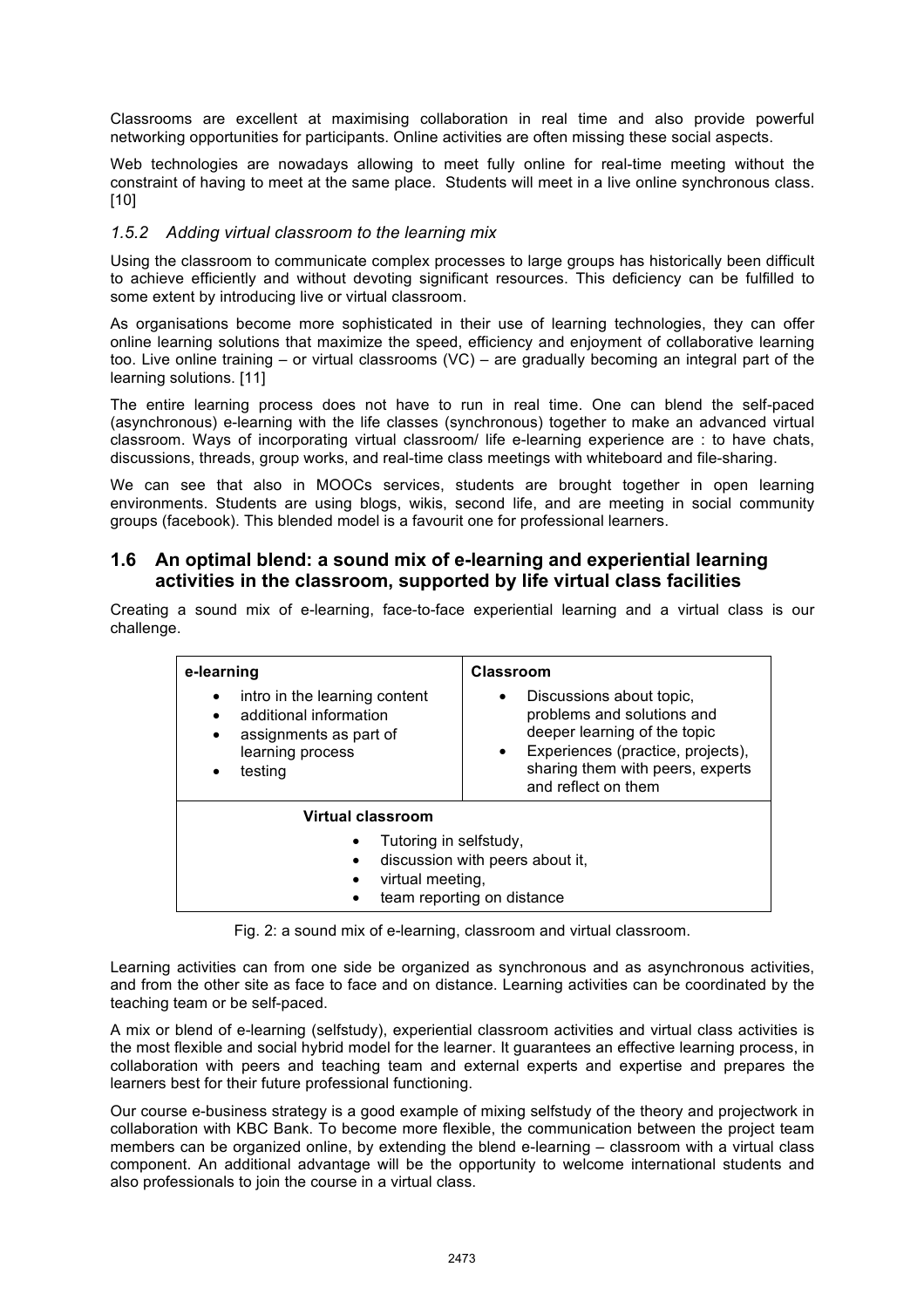Classrooms are excellent at maximising collaboration in real time and also provide powerful networking opportunities for participants. Online activities are often missing these social aspects.

Web technologies are nowadays allowing to meet fully online for real-time meeting without the constraint of having to meet at the same place. Students will meet in a live online synchronous class. [10]

### *1.5.2 Adding virtual classroom to the learning mix*

Using the classroom to communicate complex processes to large groups has historically been difficult to achieve efficiently and without devoting significant resources. This deficiency can be fulfilled to some extent by introducing live or virtual classroom.

As organisations become more sophisticated in their use of learning technologies, they can offer online learning solutions that maximize the speed, efficiency and enjoyment of collaborative learning too. Live online training – or virtual classrooms (VC) – are gradually becoming an integral part of the learning solutions. [11]

The entire learning process does not have to run in real time. One can blend the self-paced (asynchronous) e-learning with the life classes (synchronous) together to make an advanced virtual classroom. Ways of incorporating virtual classroom/ life e-learning experience are : to have chats, discussions, threads, group works, and real-time class meetings with whiteboard and file-sharing.

We can see that also in MOOCs services, students are brought together in open learning environments. Students are using blogs, wikis, second life, and are meeting in social community groups (facebook). This blended model is a favourit one for professional learners.

## 1.6 An optimal blend: a sound mix of e-learning and experiential learning activities in the classroom, supported by life virtual class facilities

Creating a sound mix of e-learning, face-to-face experiential learning and a virtual class is our challenge.

| e-learning | Classroom |
|---|---|
| • intro in the learning content<br>• additional information<br>• assignments as part of learning process<br>• testing | • Discussions about topic, problems and solutions and deeper learning of the topic<br>• Experiences (practice, projects), sharing them with peers, experts and reflect on them |
| **Virtual classroom**<br>• Tutoring in selfstudy,<br>• discussion with peers about it,<br>• virtual meeting,<br>• team reporting on distance | |

Fig. 2: a sound mix of e-learning, classroom and virtual classroom.

Learning activities can from one side be organized as synchronous and as asynchronous activities, and from the other site as face to face and on distance. Learning activities can be coordinated by the teaching team or be self-paced.

A mix or blend of e-learning (selfstudy), experiential classroom activities and virtual class activities is the most flexible and social hybrid model for the learner. It guarantees an effective learning process, in collaboration with peers and teaching team and external experts and expertise and prepares the learners best for their future professional functioning.

Our course e-business strategy is a good example of mixing selfstudy of the theory and projectwork in collaboration with KBC Bank. To become more flexible, the communication between the project team members can be organized online, by extending the blend e-learning – classroom with a virtual class component. An additional advantage will be the opportunity to welcome international students and also professionals to join the course in a virtual class.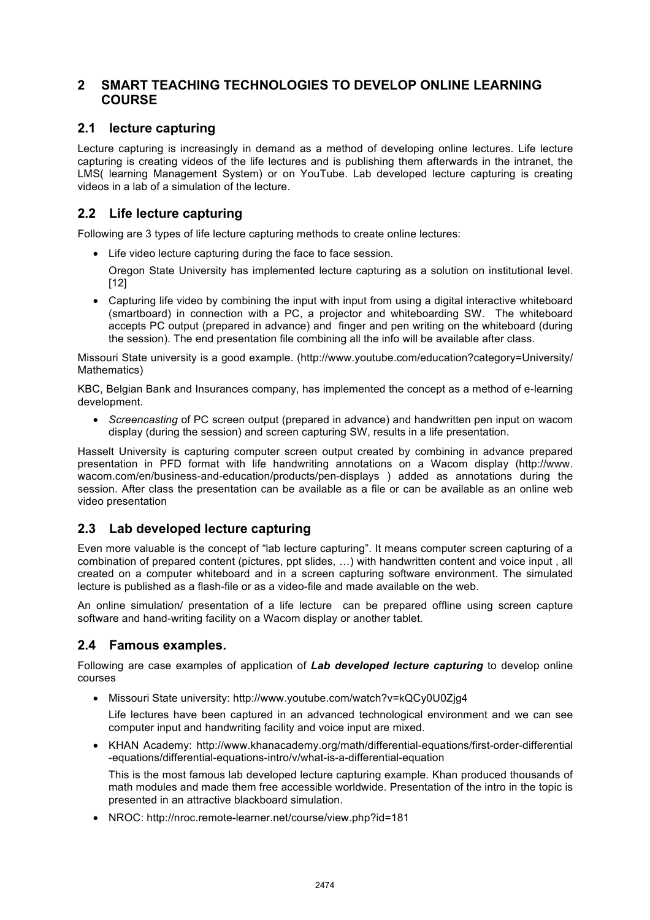## 2 SMART TEACHING TECHNOLOGIES TO DEVELOP ONLINE LEARNING COURSE

### 2.1 lecture capturing

Lecture capturing is increasingly in demand as a method of developing online lectures. Life lecture capturing is creating videos of the life lectures and is publishing them afterwards in the intranet, the LMS( learning Management System) or on YouTube. Lab developed lecture capturing is creating videos in a lab of a simulation of the lecture.

### 2.2 Life lecture capturing

Following are 3 types of life lecture capturing methods to create online lectures:

- Life video lecture capturing during the face to face session.

  Oregon State University has implemented lecture capturing as a solution on institutional level. [12]

- Capturing life video by combining the input with input from using a digital interactive whiteboard (smartboard) in connection with a PC, a projector and whiteboarding SW. The whiteboard accepts PC output (prepared in advance) and finger and pen writing on the whiteboard (during the session). The end presentation file combining all the info will be available after class.

Missouri State university is a good example. (http://www.youtube.com/education?category=University/Mathematics)

KBC, Belgian Bank and Insurances company, has implemented the concept as a method of e-learning development.

- *Screencasting* of PC screen output (prepared in advance) and handwritten pen input on wacom display (during the session) and screen capturing SW, results in a life presentation.

Hasselt University is capturing computer screen output created by combining in advance prepared presentation in PFD format with life handwriting annotations on a Wacom display (http://www.wacom.com/en/business-and-education/products/pen-displays ) added as annotations during the session. After class the presentation can be available as a file or can be available as an online web video presentation

### 2.3 Lab developed lecture capturing

Even more valuable is the concept of "lab lecture capturing". It means computer screen capturing of a combination of prepared content (pictures, ppt slides, …) with handwritten content and voice input , all created on a computer whiteboard and in a screen capturing software environment. The simulated lecture is published as a flash-file or as a video-file and made available on the web.

An online simulation/ presentation of a life lecture can be prepared offline using screen capture software and hand-writing facility on a Wacom display or another tablet.

### 2.4 Famous examples.

Following are case examples of application of ***Lab developed lecture capturing*** to develop online courses

- Missouri State university: http://www.youtube.com/watch?v=kQCy0U0Zjg4

  Life lectures have been captured in an advanced technological environment and we can see computer input and handwriting facility and voice input are mixed.

- KHAN Academy: http://www.khanacademy.org/math/differential-equations/first-order-differential-equations/differential-equations-intro/v/what-is-a-differential-equation

  This is the most famous lab developed lecture capturing example. Khan produced thousands of math modules and made them free accessible worldwide. Presentation of the intro in the topic is presented in an attractive blackboard simulation.

- NROC: http://nroc.remote-learner.net/course/view.php?id=181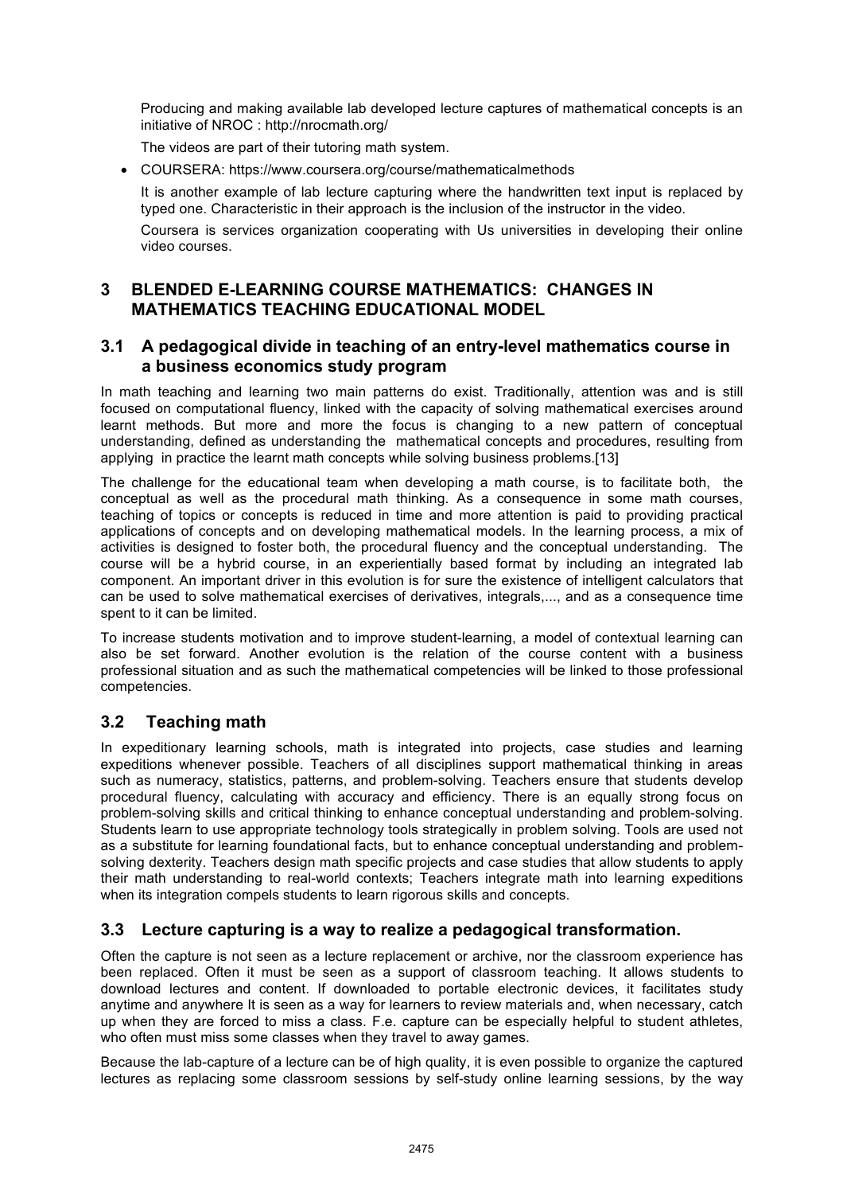Producing and making available lab developed lecture captures of mathematical concepts is an initiative of NROC : http://nrocmath.org/

The videos are part of their tutoring math system.

- COURSERA: https://www.coursera.org/course/mathematicalmethods

  It is another example of lab lecture capturing where the handwritten text input is replaced by typed one. Characteristic in their approach is the inclusion of the instructor in the video.

  Coursera is services organization cooperating with Us universities in developing their online video courses.

## 3 BLENDED E-LEARNING COURSE MATHEMATICS: CHANGES IN MATHEMATICS TEACHING EDUCATIONAL MODEL

### 3.1 A pedagogical divide in teaching of an entry-level mathematics course in a business economics study program

In math teaching and learning two main patterns do exist. Traditionally, attention was and is still focused on computational fluency, linked with the capacity of solving mathematical exercises around learnt methods. But more and more the focus is changing to a new pattern of conceptual understanding, defined as understanding the mathematical concepts and procedures, resulting from applying in practice the learnt math concepts while solving business problems.[13]

The challenge for the educational team when developing a math course, is to facilitate both, the conceptual as well as the procedural math thinking. As a consequence in some math courses, teaching of topics or concepts is reduced in time and more attention is paid to providing practical applications of concepts and on developing mathematical models. In the learning process, a mix of activities is designed to foster both, the procedural fluency and the conceptual understanding. The course will be a hybrid course, in an experientially based format by including an integrated lab component. An important driver in this evolution is for sure the existence of intelligent calculators that can be used to solve mathematical exercises of derivatives, integrals,..., and as a consequence time spent to it can be limited.

To increase students motivation and to improve student-learning, a model of contextual learning can also be set forward. Another evolution is the relation of the course content with a business professional situation and as such the mathematical competencies will be linked to those professional competencies.

### 3.2 Teaching math

In expeditionary learning schools, math is integrated into projects, case studies and learning expeditions whenever possible. Teachers of all disciplines support mathematical thinking in areas such as numeracy, statistics, patterns, and problem-solving. Teachers ensure that students develop procedural fluency, calculating with accuracy and efficiency. There is an equally strong focus on problem-solving skills and critical thinking to enhance conceptual understanding and problem-solving. Students learn to use appropriate technology tools strategically in problem solving. Tools are used not as a substitute for learning foundational facts, but to enhance conceptual understanding and problem-solving dexterity. Teachers design math specific projects and case studies that allow students to apply their math understanding to real-world contexts; Teachers integrate math into learning expeditions when its integration compels students to learn rigorous skills and concepts.

### 3.3 Lecture capturing is a way to realize a pedagogical transformation.

Often the capture is not seen as a lecture replacement or archive, nor the classroom experience has been replaced. Often it must be seen as a support of classroom teaching. It allows students to download lectures and content. If downloaded to portable electronic devices, it facilitates study anytime and anywhere It is seen as a way for learners to review materials and, when necessary, catch up when they are forced to miss a class. F.e. capture can be especially helpful to student athletes, who often must miss some classes when they travel to away games.

Because the lab-capture of a lecture can be of high quality, it is even possible to organize the captured lectures as replacing some classroom sessions by self-study online learning sessions, by the way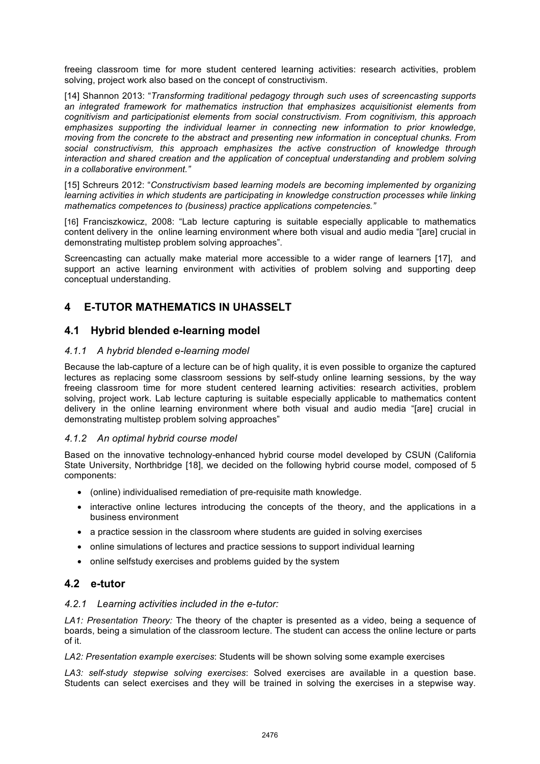freeing classroom time for more student centered learning activities: research activities, problem solving, project work also based on the concept of constructivism.

[14] Shannon 2013: "*Transforming traditional pedagogy through such uses of screencasting supports an integrated framework for mathematics instruction that emphasizes acquisitionist elements from cognitivism and participationist elements from social constructivism. From cognitivism, this approach emphasizes supporting the individual learner in connecting new information to prior knowledge, moving from the concrete to the abstract and presenting new information in conceptual chunks. From social constructivism, this approach emphasizes the active construction of knowledge through interaction and shared creation and the application of conceptual understanding and problem solving in a collaborative environment.*"

[15] Schreurs 2012: "*Constructivism based learning models are becoming implemented by organizing learning activities in which students are participating in knowledge construction processes while linking mathematics competences to (business) practice applications competencies.*"

[16] Franciszkowicz, 2008: "Lab lecture capturing is suitable especially applicable to mathematics content delivery in the online learning environment where both visual and audio media "[are] crucial in demonstrating multistep problem solving approaches".

Screencasting can actually make material more accessible to a wider range of learners [17], and support an active learning environment with activities of problem solving and supporting deep conceptual understanding.

## 4 E-TUTOR MATHEMATICS IN UHASSELT

### 4.1 Hybrid blended e-learning model

#### *4.1.1 A hybrid blended e-learning model*

Because the lab-capture of a lecture can be of high quality, it is even possible to organize the captured lectures as replacing some classroom sessions by self-study online learning sessions, by the way freeing classroom time for more student centered learning activities: research activities, problem solving, project work. Lab lecture capturing is suitable especially applicable to mathematics content delivery in the online learning environment where both visual and audio media "[are] crucial in demonstrating multistep problem solving approaches"

#### *4.1.2 An optimal hybrid course model*

Based on the innovative technology-enhanced hybrid course model developed by CSUN (California State University, Northbridge [18], we decided on the following hybrid course model, composed of 5 components:

- (online) individualised remediation of pre-requisite math knowledge.
- interactive online lectures introducing the concepts of the theory, and the applications in a business environment
- a practice session in the classroom where students are guided in solving exercises
- online simulations of lectures and practice sessions to support individual learning
- online selfstudy exercises and problems guided by the system

### 4.2 e-tutor

#### *4.2.1 Learning activities included in the e-tutor:*

*LA1: Presentation Theory:* The theory of the chapter is presented as a video, being a sequence of boards, being a simulation of the classroom lecture. The student can access the online lecture or parts of it.

*LA2: Presentation example exercises*: Students will be shown solving some example exercises

*LA3: self-study stepwise solving exercises*: Solved exercises are available in a question base. Students can select exercises and they will be trained in solving the exercises in a stepwise way.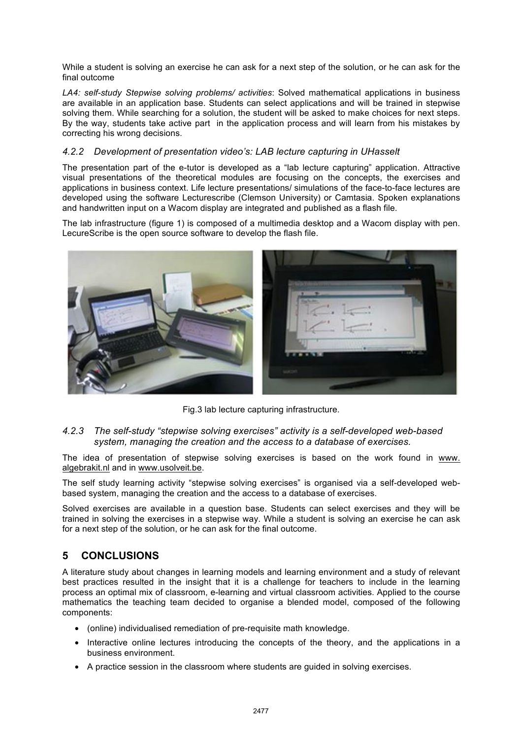While a student is solving an exercise he can ask for a next step of the solution, or he can ask for the final outcome

*LA4: self-study Stepwise solving problems/ activities*: Solved mathematical applications in business are available in an application base. Students can select applications and will be trained in stepwise solving them. While searching for a solution, the student will be asked to make choices for next steps. By the way, students take active part in the application process and will learn from his mistakes by correcting his wrong decisions.

### *4.2.2 Development of presentation video's: LAB lecture capturing in UHasselt*

The presentation part of the e-tutor is developed as a "lab lecture capturing" application. Attractive visual presentations of the theoretical modules are focusing on the concepts, the exercises and applications in business context. Life lecture presentations/ simulations of the face-to-face lectures are developed using the software Lecturescribe (Clemson University) or Camtasia. Spoken explanations and handwritten input on a Wacom display are integrated and published as a flash file.

The lab infrastructure (figure 1) is composed of a multimedia desktop and a Wacom display with pen. LecureScribe is the open source software to develop the flash file.

Fig.3 lab lecture capturing infrastructure.

### *4.2.3 The self-study "stepwise solving exercises" activity is a self-developed web-based system, managing the creation and the access to a database of exercises.*

The idea of presentation of stepwise solving exercises is based on the work found in www. algebrakit.nl and in www.usolveit.be.

The self study learning activity "stepwise solving exercises" is organised via a self-developed web-based system, managing the creation and the access to a database of exercises.

Solved exercises are available in a question base. Students can select exercises and they will be trained in solving the exercises in a stepwise way. While a student is solving an exercise he can ask for a next step of the solution, or he can ask for the final outcome.

## 5 CONCLUSIONS

A literature study about changes in learning models and learning environment and a study of relevant best practices resulted in the insight that it is a challenge for teachers to include in the learning process an optimal mix of classroom, e-learning and virtual classroom activities. Applied to the course mathematics the teaching team decided to organise a blended model, composed of the following components:

- (online) individualised remediation of pre-requisite math knowledge.
- Interactive online lectures introducing the concepts of the theory, and the applications in a business environment.
- A practice session in the classroom where students are guided in solving exercises.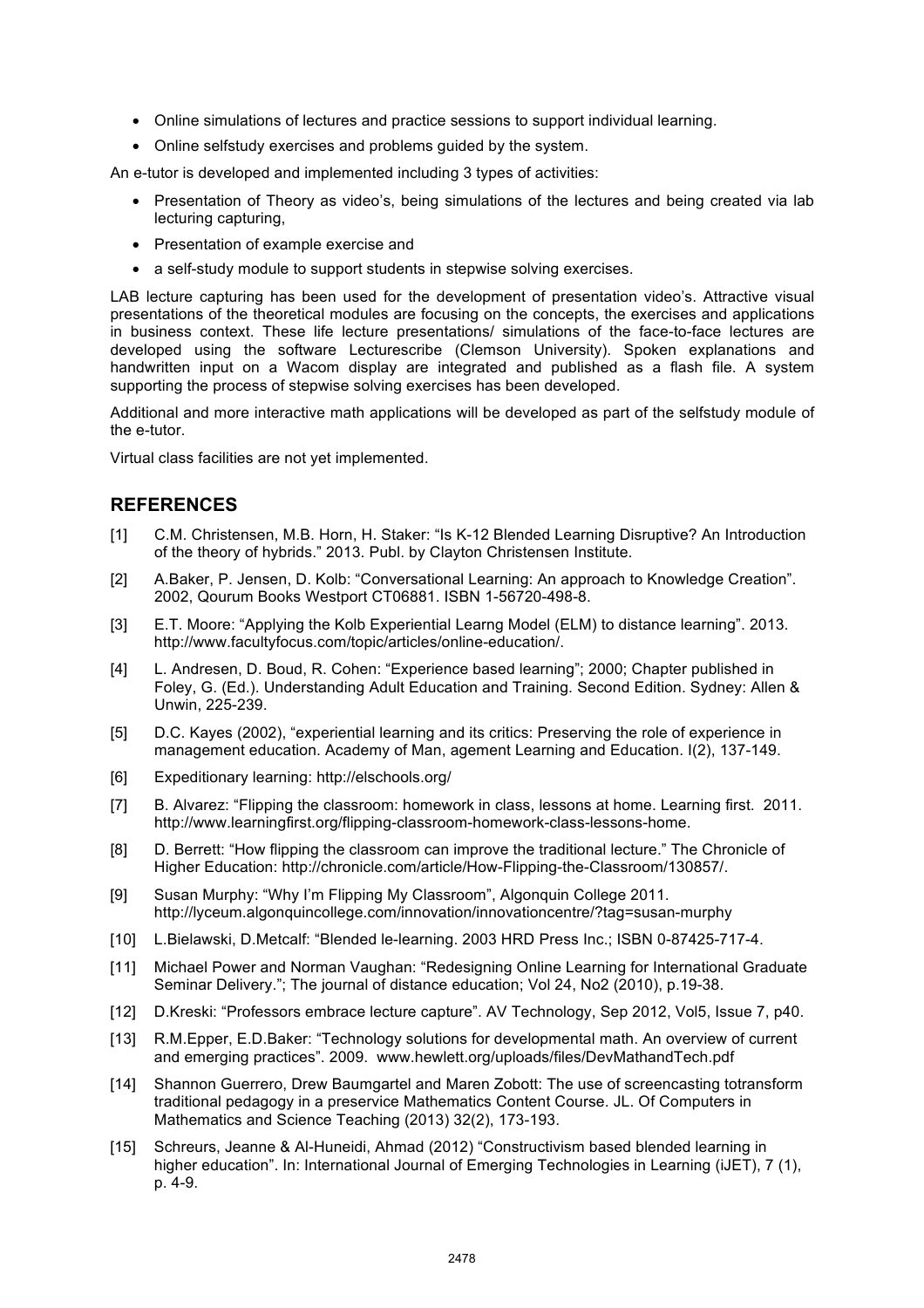- Online simulations of lectures and practice sessions to support individual learning.
- Online selfstudy exercises and problems guided by the system.

An e-tutor is developed and implemented including 3 types of activities:

- Presentation of Theory as video's, being simulations of the lectures and being created via lab lecturing capturing,
- Presentation of example exercise and
- a self-study module to support students in stepwise solving exercises.

LAB lecture capturing has been used for the development of presentation video's. Attractive visual presentations of the theoretical modules are focusing on the concepts, the exercises and applications in business context. These life lecture presentations/ simulations of the face-to-face lectures are developed using the software Lecturescribe (Clemson University). Spoken explanations and handwritten input on a Wacom display are integrated and published as a flash file. A system supporting the process of stepwise solving exercises has been developed.

Additional and more interactive math applications will be developed as part of the selfstudy module of the e-tutor.

Virtual class facilities are not yet implemented.

## REFERENCES

[1] C.M. Christensen, M.B. Horn, H. Staker: "Is K-12 Blended Learning Disruptive? An Introduction of the theory of hybrids." 2013. Publ. by Clayton Christensen Institute.

[2] A.Baker, P. Jensen, D. Kolb: "Conversational Learning: An approach to Knowledge Creation". 2002, Qourum Books Westport CT06881. ISBN 1-56720-498-8.

[3] E.T. Moore: "Applying the Kolb Experiential Learng Model (ELM) to distance learning". 2013. http://www.facultyfocus.com/topic/articles/online-education/.

[4] L. Andresen, D. Boud, R. Cohen: "Experience based learning"; 2000; Chapter published in Foley, G. (Ed.). Understanding Adult Education and Training. Second Edition. Sydney: Allen & Unwin, 225-239.

[5] D.C. Kayes (2002), "experiential learning and its critics: Preserving the role of experience in management education. Academy of Man, agement Learning and Education. I(2), 137-149.

[6] Expeditionary learning: http://elschools.org/

[7] B. Alvarez: "Flipping the classroom: homework in class, lessons at home. Learning first. 2011. http://www.learningfirst.org/flipping-classroom-homework-class-lessons-home.

[8] D. Berrett: "How flipping the classroom can improve the traditional lecture." The Chronicle of Higher Education: http://chronicle.com/article/How-Flipping-the-Classroom/130857/.

[9] Susan Murphy: "Why I'm Flipping My Classroom", Algonquin College 2011. http://lyceum.algonquincollege.com/innovation/innovationcentre/?tag=susan-murphy

[10] L.Bielawski, D.Metcalf: "Blended le-learning. 2003 HRD Press Inc.; ISBN 0-87425-717-4.

[11] Michael Power and Norman Vaughan: "Redesigning Online Learning for International Graduate Seminar Delivery."; The journal of distance education; Vol 24, No2 (2010), p.19-38.

[12] D.Kreski: "Professors embrace lecture capture". AV Technology, Sep 2012, Vol5, Issue 7, p40.

[13] R.M.Epper, E.D.Baker: "Technology solutions for developmental math. An overview of current and emerging practices". 2009. www.hewlett.org/uploads/files/DevMathandTech.pdf

[14] Shannon Guerrero, Drew Baumgartel and Maren Zobott: The use of screencasting totransform traditional pedagogy in a preservice Mathematics Content Course. JL. Of Computers in Mathematics and Science Teaching (2013) 32(2), 173-193.

[15] Schreurs, Jeanne & Al-Huneidi, Ahmad (2012) "Constructivism based blended learning in higher education". In: International Journal of Emerging Technologies in Learning (iJET), 7 (1), p. 4-9.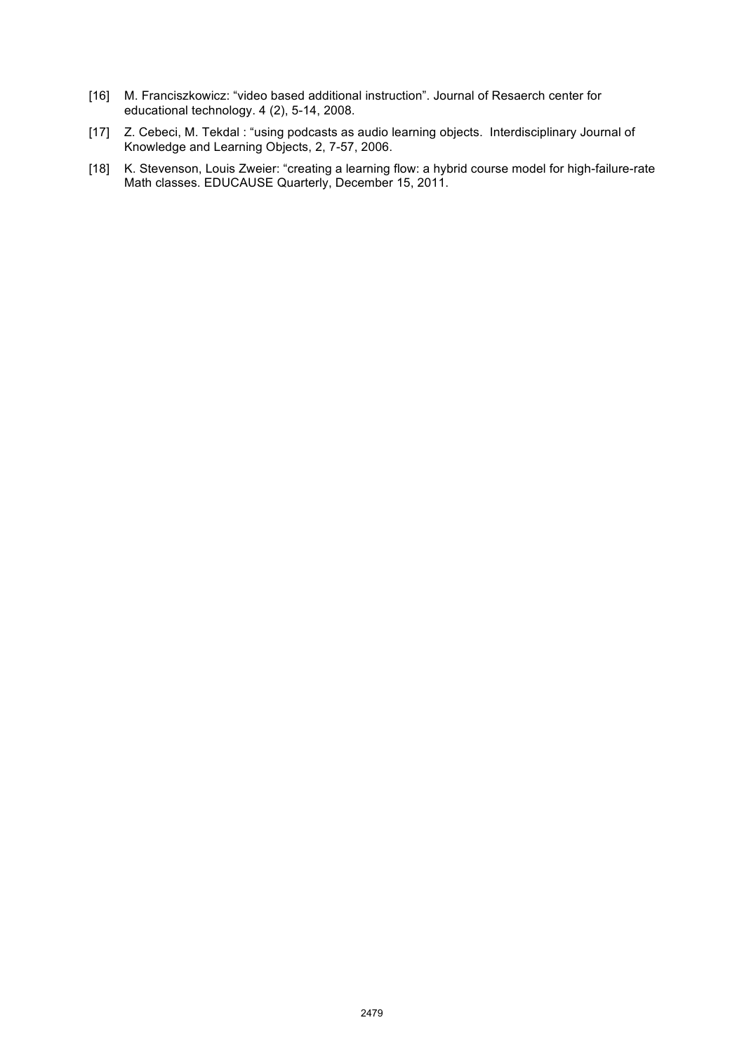[16] M. Franciszkowicz: “video based additional instruction”. Journal of Resaerch center for educational technology. 4 (2), 5-14, 2008.

[17] Z. Cebeci, M. Tekdal : “using podcasts as audio learning objects. Interdisciplinary Journal of Knowledge and Learning Objects, 2, 7-57, 2006.

[18] K. Stevenson, Louis Zweier: “creating a learning flow: a hybrid course model for high-failure-rate Math classes. EDUCAUSE Quarterly, December 15, 2011.